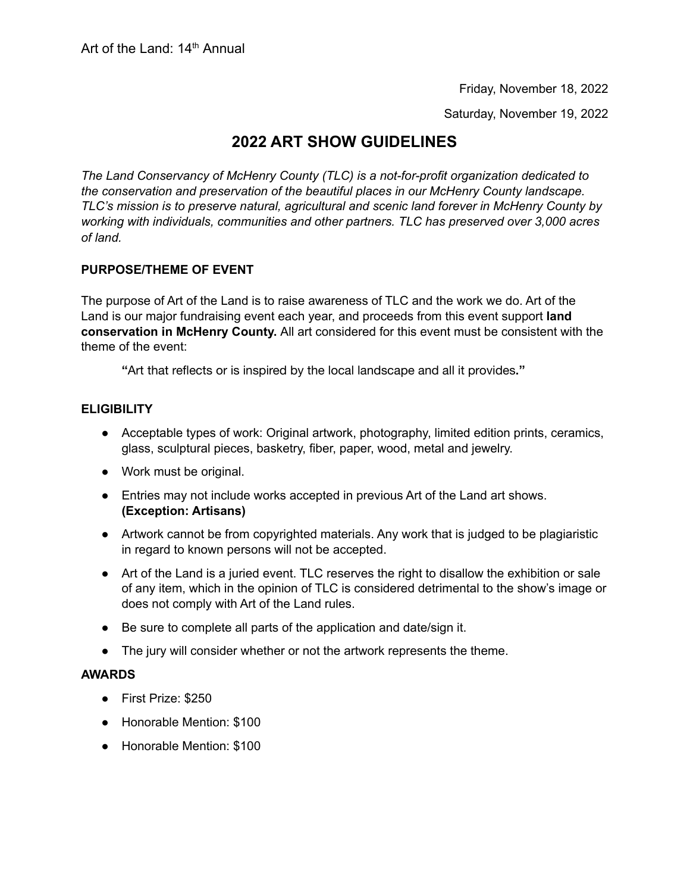Art of the Land: 14th Annual

Friday, November 18, 2022

Saturday, November 19, 2022

# 2022 ART SHOW GUIDELINES

*The Land Conservancy of McHenry County (TLC) is a not-for-profit organization dedicated to the conservation and preservation of the beautiful places in our McHenry County landscape. TLC's mission is to preserve natural, agricultural and scenic land forever in McHenry County by working with individuals, communities and other partners. TLC has preserved over 3,000 acres of land.*

**PURPOSE/THEME OF EVENT**

The purpose of Art of the Land is to raise awareness of TLC and the work we do. Art of the Land is our major fundraising event each year, and proceeds from this event support **land conservation in McHenry County.** All art considered for this event must be consistent with the theme of the event:

> **"**Art that reflects or is inspired by the local landscape and all it provides**."**

**ELIGIBILITY**

- Acceptable types of work: Original artwork, photography, limited edition prints, ceramics, glass, sculptural pieces, basketry, fiber, paper, wood, metal and jewelry.
- Work must be original.
- Entries may not include works accepted in previous Art of the Land art shows. **(Exception: Artisans)**
- Artwork cannot be from copyrighted materials. Any work that is judged to be plagiaristic in regard to known persons will not be accepted.
- Art of the Land is a juried event. TLC reserves the right to disallow the exhibition or sale of any item, which in the opinion of TLC is considered detrimental to the show's image or does not comply with Art of the Land rules.
- Be sure to complete all parts of the application and date/sign it.
- The jury will consider whether or not the artwork represents the theme.

**AWARDS**

- First Prize: $250
- Honorable Mention: $100
- Honorable Mention: $100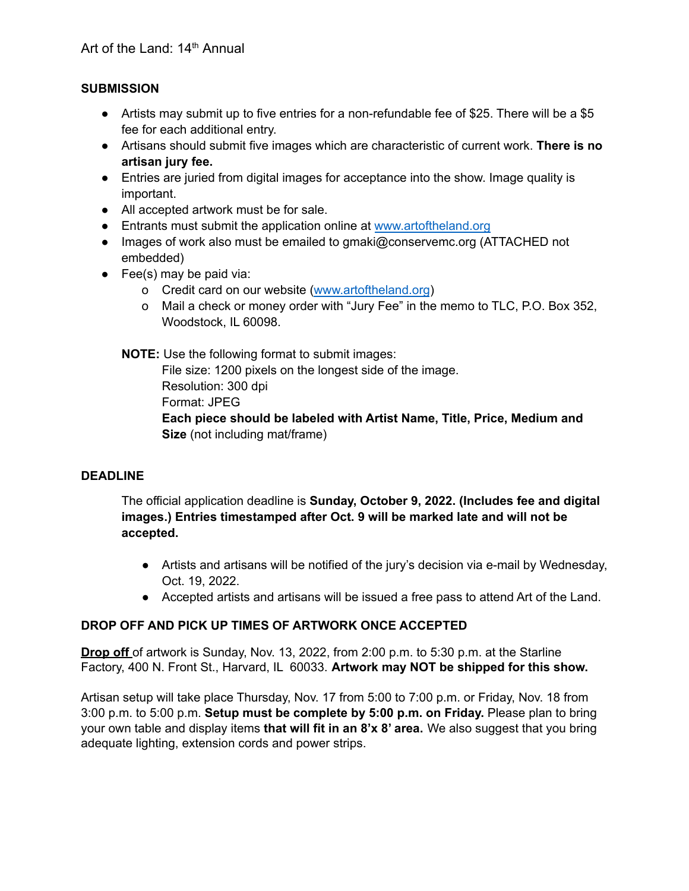Art of the Land: 14th Annual

## SUBMISSION

- Artists may submit up to five entries for a non-refundable fee of $25. There will be a $5 fee for each additional entry.
- Artisans should submit five images which are characteristic of current work. **There is no artisan jury fee.**
- Entries are juried from digital images for acceptance into the show. Image quality is important.
- All accepted artwork must be for sale.
- Entrants must submit the application online at [www.artoftheland.org](www.artoftheland.org)
- Images of work also must be emailed to gmaki@conservemc.org (ATTACHED not embedded)
- Fee(s) may be paid via:
  - Credit card on our website ([www.artoftheland.org](www.artoftheland.org))
  - Mail a check or money order with "Jury Fee" in the memo to TLC, P.O. Box 352, Woodstock, IL 60098.

**NOTE:** Use the following format to submit images:

File size: 1200 pixels on the longest side of the image.
Resolution: 300 dpi
Format: JPEG
**Each piece should be labeled with Artist Name, Title, Price, Medium and Size** (not including mat/frame)

## DEADLINE

The official application deadline is **Sunday, October 9, 2022. (Includes fee and digital images.) Entries timestamped after Oct. 9 will be marked late and will not be accepted.**

- Artists and artisans will be notified of the jury's decision via e-mail by Wednesday, Oct. 19, 2022.
- Accepted artists and artisans will be issued a free pass to attend Art of the Land.

## DROP OFF AND PICK UP TIMES OF ARTWORK ONCE ACCEPTED

**Drop off** of artwork is Sunday, Nov. 13, 2022, from 2:00 p.m. to 5:30 p.m. at the Starline Factory, 400 N. Front St., Harvard, IL 60033. **Artwork may NOT be shipped for this show.**

Artisan setup will take place Thursday, Nov. 17 from 5:00 to 7:00 p.m. or Friday, Nov. 18 from 3:00 p.m. to 5:00 p.m. **Setup must be complete by 5:00 p.m. on Friday.** Please plan to bring your own table and display items **that will fit in an 8'x 8' area.** We also suggest that you bring adequate lighting, extension cords and power strips.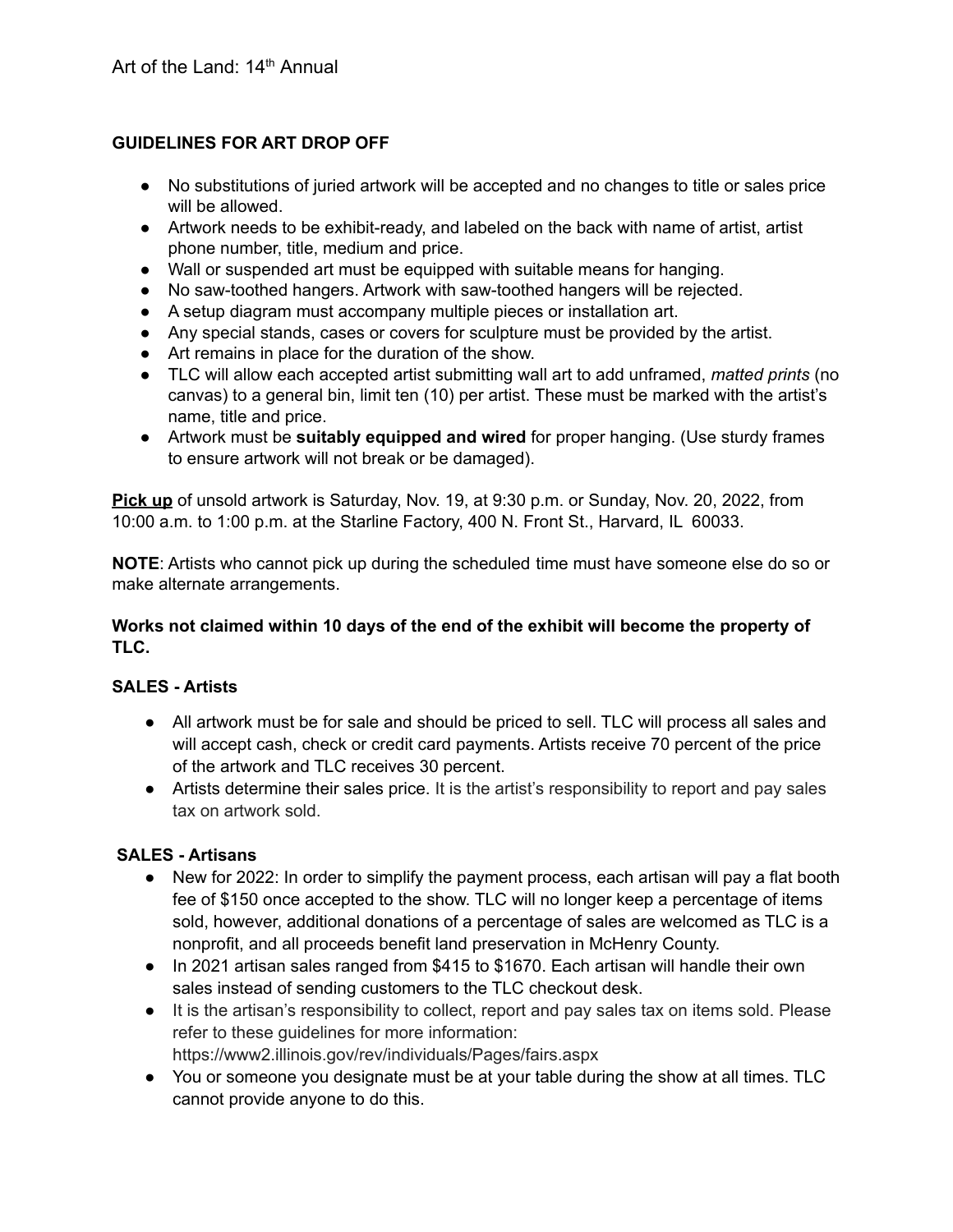Art of the Land: 14th Annual

**GUIDELINES FOR ART DROP OFF**

- No substitutions of juried artwork will be accepted and no changes to title or sales price will be allowed.
- Artwork needs to be exhibit-ready, and labeled on the back with name of artist, artist phone number, title, medium and price.
- Wall or suspended art must be equipped with suitable means for hanging.
- No saw-toothed hangers. Artwork with saw-toothed hangers will be rejected.
- A setup diagram must accompany multiple pieces or installation art.
- Any special stands, cases or covers for sculpture must be provided by the artist.
- Art remains in place for the duration of the show.
- TLC will allow each accepted artist submitting wall art to add unframed, *matted prints* (no canvas) to a general bin, limit ten (10) per artist. These must be marked with the artist's name, title and price.
- Artwork must be **suitably equipped and wired** for proper hanging. (Use sturdy frames to ensure artwork will not break or be damaged).

**Pick up** of unsold artwork is Saturday, Nov. 19, at 9:30 p.m. or Sunday, Nov. 20, 2022, from 10:00 a.m. to 1:00 p.m. at the Starline Factory, 400 N. Front St., Harvard, IL 60033.

**NOTE**: Artists who cannot pick up during the scheduled time must have someone else do so or make alternate arrangements.

**Works not claimed within 10 days of the end of the exhibit will become the property of TLC.**

**SALES - Artists**

- All artwork must be for sale and should be priced to sell. TLC will process all sales and will accept cash, check or credit card payments. Artists receive 70 percent of the price of the artwork and TLC receives 30 percent.
- Artists determine their sales price. It is the artist's responsibility to report and pay sales tax on artwork sold.

**SALES - Artisans**

- New for 2022: In order to simplify the payment process, each artisan will pay a flat booth fee of $150 once accepted to the show. TLC will no longer keep a percentage of items sold, however, additional donations of a percentage of sales are welcomed as TLC is a nonprofit, and all proceeds benefit land preservation in McHenry County.
- In 2021 artisan sales ranged from $415 to $1670. Each artisan will handle their own sales instead of sending customers to the TLC checkout desk.
- It is the artisan's responsibility to collect, report and pay sales tax on items sold. Please refer to these guidelines for more information: https://www2.illinois.gov/rev/individuals/Pages/fairs.aspx
- You or someone you designate must be at your table during the show at all times. TLC cannot provide anyone to do this.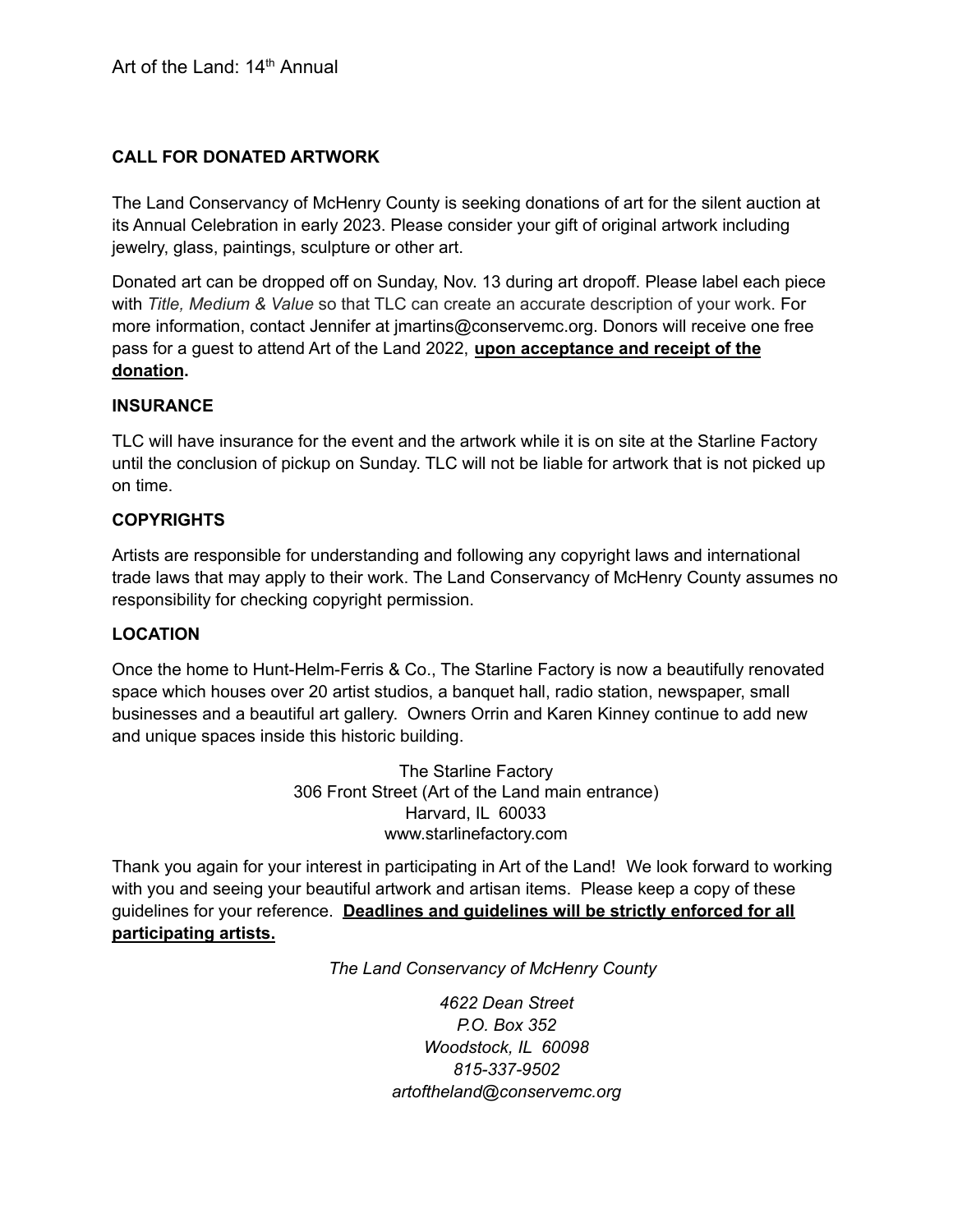**CALL FOR DONATED ARTWORK**

The Land Conservancy of McHenry County is seeking donations of art for the silent auction at its Annual Celebration in early 2023. Please consider your gift of original artwork including jewelry, glass, paintings, sculpture or other art.

Donated art can be dropped off on Sunday, Nov. 13 during art dropoff. Please label each piece with *Title, Medium & Value* so that TLC can create an accurate description of your work. For more information, contact Jennifer at jmartins@conservemc.org. Donors will receive one free pass for a guest to attend Art of the Land 2022, **upon acceptance and receipt of the donation.**

**INSURANCE**

TLC will have insurance for the event and the artwork while it is on site at the Starline Factory until the conclusion of pickup on Sunday. TLC will not be liable for artwork that is not picked up on time.

**COPYRIGHTS**

Artists are responsible for understanding and following any copyright laws and international trade laws that may apply to their work. The Land Conservancy of McHenry County assumes no responsibility for checking copyright permission.

**LOCATION**

Once the home to Hunt-Helm-Ferris & Co., The Starline Factory is now a beautifully renovated space which houses over 20 artist studios, a banquet hall, radio station, newspaper, small businesses and a beautiful art gallery. Owners Orrin and Karen Kinney continue to add new and unique spaces inside this historic building.

The Starline Factory
306 Front Street (Art of the Land main entrance)
Harvard, IL 60033
www.starlinefactory.com

Thank you again for your interest in participating in Art of the Land! We look forward to working with you and seeing your beautiful artwork and artisan items. Please keep a copy of these guidelines for your reference. **Deadlines and guidelines will be strictly enforced for all participating artists.**

*The Land Conservancy of McHenry County*

*4622 Dean Street*
*P.O. Box 352*
*Woodstock, IL 60098*
*815-337-9502*
*artoftheland@conservemc.org*